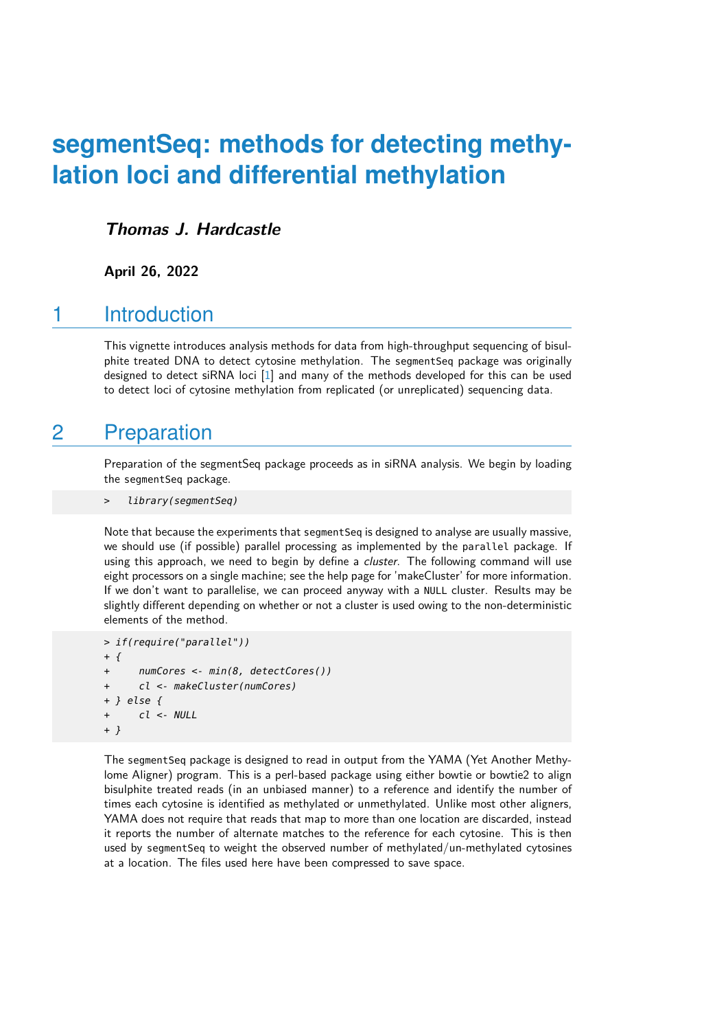# segmentSeq: methods for detecting methylation loci and differential methylation

***Thomas J. Hardcastle***

**April 26, 2022**

## 1 Introduction

This vignette introduces analysis methods for data from high-throughput sequencing of bisulphite treated DNA to detect cytosine methylation. The `segmentSeq` package was originally designed to detect siRNA loci [1] and many of the methods developed for this can be used to detect loci of cytosine methylation from replicated (or unreplicated) sequencing data.

## 2 Preparation

Preparation of the segmentSeq package proceeds as in siRNA analysis. We begin by loading the `segmentSeq` package.

```
>   library(segmentSeq)
```

Note that because the experiments that `segmentSeq` is designed to analyse are usually massive, we should use (if possible) parallel processing as implemented by the `parallel` package. If using this approach, we need to begin by define a *cluster*. The following command will use eight processors on a single machine; see the help page for 'makeCluster' for more information. If we don't want to parallelise, we can proceed anyway with a `NULL` cluster. Results may be slightly different depending on whether or not a cluster is used owing to the non-deterministic elements of the method.

```
> if(require("parallel"))
+ {
+     numCores <- min(8, detectCores())
+     cl <- makeCluster(numCores)
+ } else {
+     cl <- NULL
+ }
```

The `segmentSeq` package is designed to read in output from the YAMA (Yet Another Methylome Aligner) program. This is a perl-based package using either bowtie or bowtie2 to align bisulphite treated reads (in an unbiased manner) to a reference and identify the number of times each cytosine is identified as methylated or unmethylated. Unlike most other aligners, YAMA does not require that reads that map to more than one location are discarded, instead it reports the number of alternate matches to the reference for each cytosine. This is then used by `segmentSeq` to weight the observed number of methylated/un-methylated cytosines at a location. The files used here have been compressed to save space.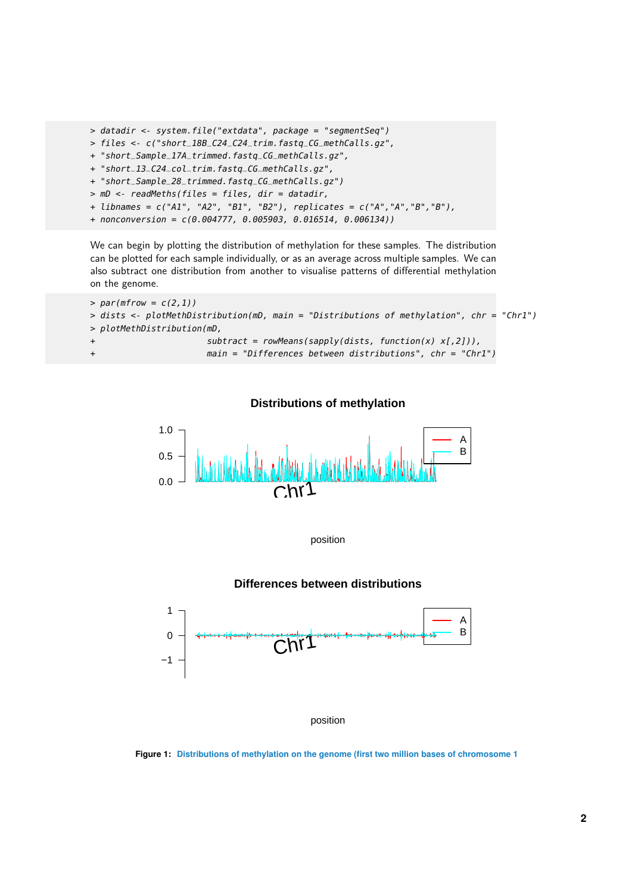```
> datadir <- system.file("extdata", package = "segmentSeq")
> files <- c("short_18B_C24_C24_trim.fastq_CG_methCalls.gz",
+ "short_Sample_17A_trimmed.fastq_CG_methCalls.gz",
+ "short_13_C24_col_trim.fastq_CG_methCalls.gz",
+ "short_Sample_28_trimmed.fastq_CG_methCalls.gz")
> mD <- readMeths(files = files, dir = datadir,
+ libnames = c("A1", "A2", "B1", "B2"), replicates = c("A","A","B","B"),
+ nonconversion = c(0.004777, 0.005903, 0.016514, 0.006134))
```

We can begin by plotting the distribution of methylation for these samples. The distribution can be plotted for each sample individually, or as an average across multiple samples. We can also subtract one distribution from another to visualise patterns of differential methylation on the genome.

```
> par(mfrow = c(2,1))
> dists <- plotMethDistribution(mD, main = "Distributions of methylation", chr = "Chr1")
> plotMethDistribution(mD,
+                      subtract = rowMeans(sapply(dists, function(x) x[,2])),
+                      main = "Differences between distributions", chr = "Chr1")
```

**Figure 1:** Distributions of methylation on the genome (first two million bases of chromosome 1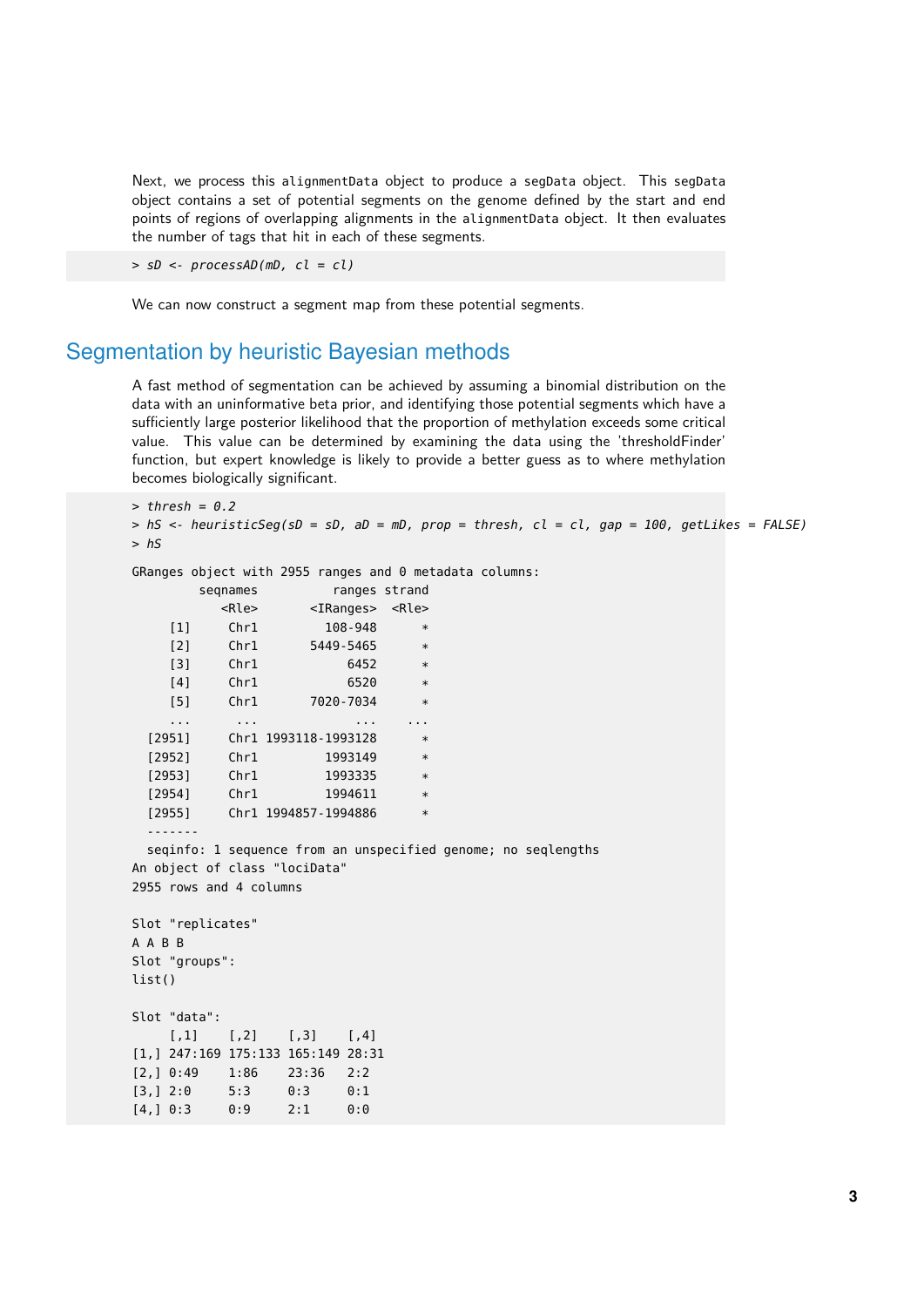Next, we process this `alignmentData` object to produce a `segData` object. This `segData` object contains a set of potential segments on the genome defined by the start and end points of regions of overlapping alignments in the `alignmentData` object. It then evaluates the number of tags that hit in each of these segments.

```
> sD <- processAD(mD, cl = cl)
```

We can now construct a segment map from these potential segments.

## Segmentation by heuristic Bayesian methods

A fast method of segmentation can be achieved by assuming a binomial distribution on the data with an uninformative beta prior, and identifying those potential segments which have a sufficiently large posterior likelihood that the proportion of methylation exceeds some critical value. This value can be determined by examining the data using the 'thresholdFinder' function, but expert knowledge is likely to provide a better guess as to where methylation becomes biologically significant.

```
> thresh = 0.2
> hS <- heuristicSeg(sD = sD, aD = mD, prop = thresh, cl = cl, gap = 100, getLikes = FALSE)
> hS

GRanges object with 2955 ranges and 0 metadata columns:
         seqnames          ranges strand
            <Rle>       <IRanges>  <Rle>
     [1]     Chr1         108-948      *
     [2]     Chr1       5449-5465      *
     [3]     Chr1            6452      *
     [4]     Chr1            6520      *
     [5]     Chr1       7020-7034      *
     ...      ...             ...    ...
  [2951]     Chr1 1993118-1993128      *
  [2952]     Chr1         1993149      *
  [2953]     Chr1         1993335      *
  [2954]     Chr1         1994611      *
  [2955]     Chr1 1994857-1994886      *
  -------
  seqinfo: 1 sequence from an unspecified genome; no seqlengths
An object of class "lociData"
2955 rows and 4 columns

Slot "replicates"
A A B B
Slot "groups":
list()

Slot "data":
     [,1]    [,2]    [,3]    [,4]
[1,] 247:169 175:133 165:149 28:31
[2,] 0:49    1:86    23:36   2:2
[3,] 2:0     5:3     0:3     0:1
[4,] 0:3     0:9     2:1     0:0
```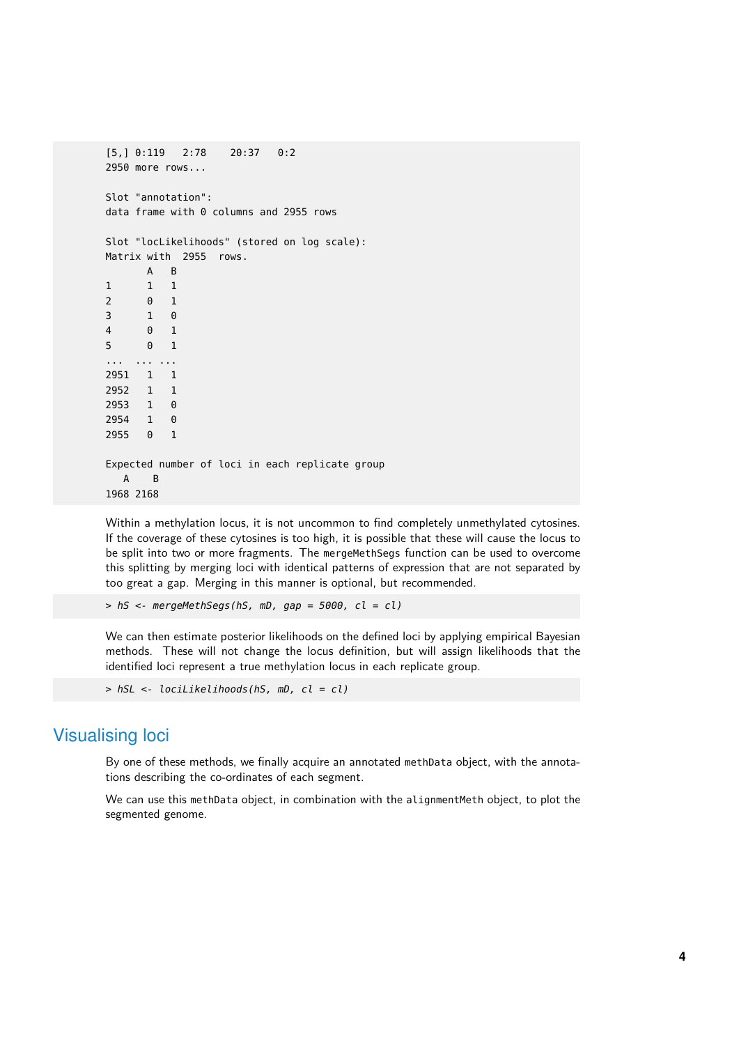```
[5,] 0:119   2:78    20:37   0:2
2950 more rows...

Slot "annotation":
data frame with 0 columns and 2955 rows

Slot "locLikelihoods" (stored on log scale):
Matrix with  2955  rows.
       A   B
1      1   1
2      0   1
3      1   0
4      0   1
5      0   1
...   ... ...
2951   1   1
2952   1   1
2953   1   0
2954   1   0
2955   0   1

Expected number of loci in each replicate group
   A    B
1968 2168
```

Within a methylation locus, it is not uncommon to find completely unmethylated cytosines. If the coverage of these cytosines is too high, it is possible that these will cause the locus to be split into two or more fragments. The `mergeMethSegs` function can be used to overcome this splitting by merging loci with identical patterns of expression that are not separated by too great a gap. Merging in this manner is optional, but recommended.

```
> hS <- mergeMethSegs(hS, mD, gap = 5000, cl = cl)
```

We can then estimate posterior likelihoods on the defined loci by applying empirical Bayesian methods. These will not change the locus definition, but will assign likelihoods that the identified loci represent a true methylation locus in each replicate group.

```
> hSL <- lociLikelihoods(hS, mD, cl = cl)
```

## Visualising loci

By one of these methods, we finally acquire an annotated `methData` object, with the annotations describing the co-ordinates of each segment.

We can use this `methData` object, in combination with the `alignmentMeth` object, to plot the segmented genome.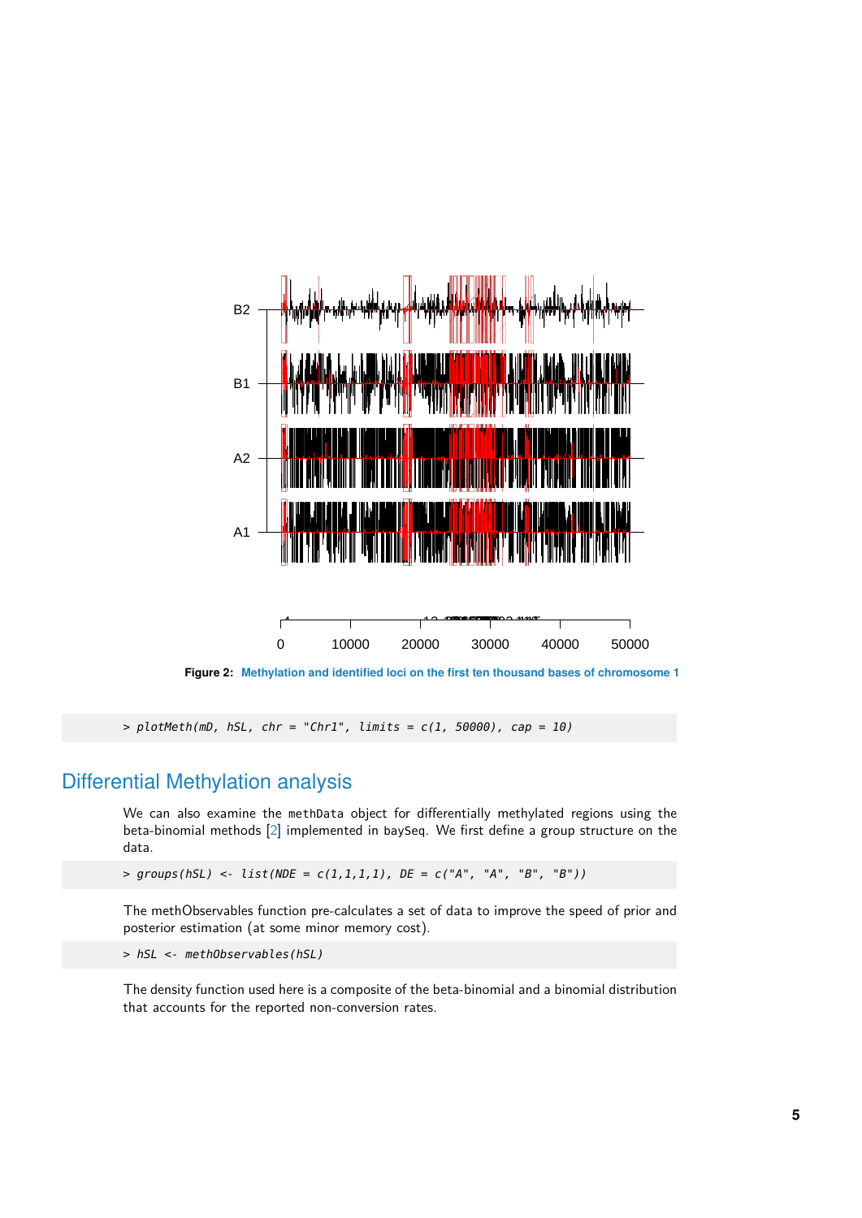Figure 2: Methylation and identified loci on the first ten thousand bases of chromosome 1

```
> plotMeth(mD, hSL, chr = "Chr1", limits = c(1, 50000), cap = 10)
```

## Differential Methylation analysis

We can also examine the methData object for differentially methylated regions using the beta-binomial methods [2] implemented in baySeq. We first define a group structure on the data.

```
> groups(hSL) <- list(NDE = c(1,1,1,1), DE = c("A", "A", "B", "B"))
```

The methObservables function pre-calculates a set of data to improve the speed of prior and posterior estimation (at some minor memory cost).

```
> hSL <- methObservables(hSL)
```

The density function used here is a composite of the beta-binomial and a binomial distribution that accounts for the reported non-conversion rates.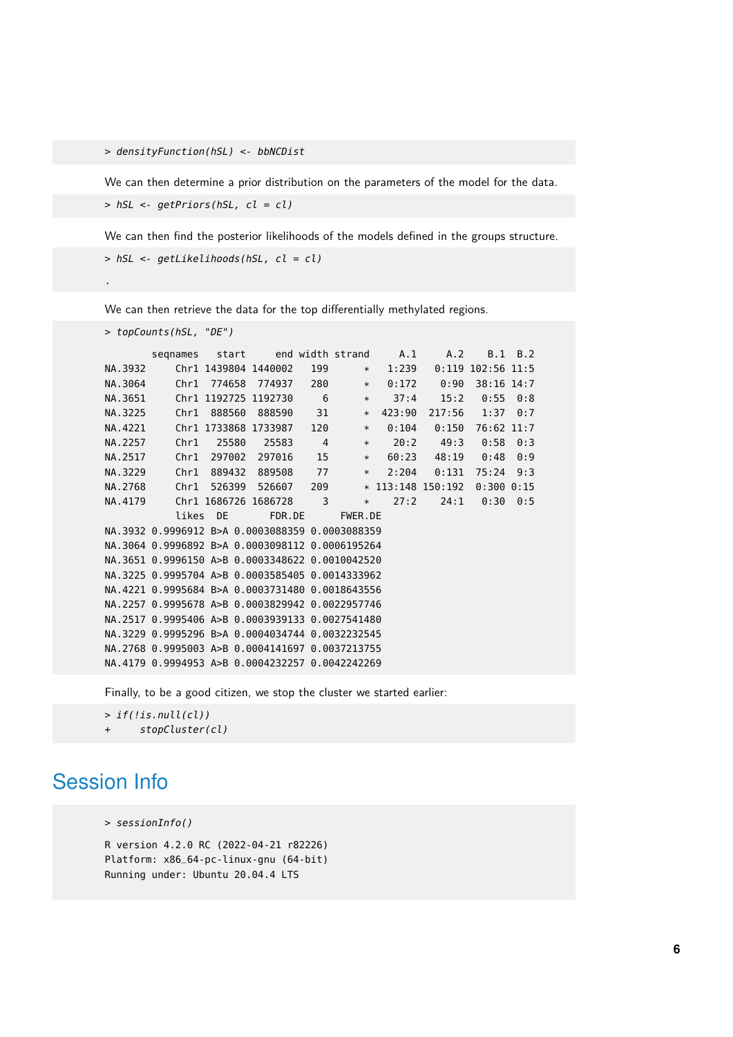```
> densityFunction(hSL) <- bbNCDist
```

We can then determine a prior distribution on the parameters of the model for the data.

```
> hSL <- getPriors(hSL, cl = cl)
```

We can then find the posterior likelihoods of the models defined in the groups structure.

```
> hSL <- getLikelihoods(hSL, cl = cl)

.
```

We can then retrieve the data for the top differentially methylated regions.

```
> topCounts(hSL, "DE")

        seqnames   start     end width strand     A.1     A.2    B.1  B.2
NA.3932     Chr1 1439804 1440002   199      *   1:239   0:119 102:56 11:5
NA.3064     Chr1  774658  774937   280      *   0:172    0:90  38:16 14:7
NA.3651     Chr1 1192725 1192730     6      *    37:4    15:2   0:55  0:8
NA.3225     Chr1  888560  888590    31      *  423:90  217:56   1:37  0:7
NA.4221     Chr1 1733868 1733987   120      *   0:104   0:150  76:62 11:7
NA.2257     Chr1   25580   25583     4      *    20:2    49:3   0:58  0:3
NA.2517     Chr1  297002  297016    15      *   60:23   48:19   0:48  0:9
NA.3229     Chr1  889432  889508    77      *   2:204   0:131  75:24  9:3
NA.2768     Chr1  526399  526607   209      * 113:148 150:192  0:300 0:15
NA.4179     Chr1 1686726 1686728     3      *    27:2    24:1   0:30  0:5
            likes  DE       FDR.DE      FWER.DE
NA.3932 0.9996912 B>A 0.0003088359 0.0003088359
NA.3064 0.9996892 B>A 0.0003098112 0.0006195264
NA.3651 0.9996150 A>B 0.0003348622 0.0010042520
NA.3225 0.9995704 A>B 0.0003585405 0.0014333962
NA.4221 0.9995684 B>A 0.0003731480 0.0018643556
NA.2257 0.9995678 A>B 0.0003829942 0.0022957746
NA.2517 0.9995406 A>B 0.0003939133 0.0027541480
NA.3229 0.9995296 B>A 0.0004034744 0.0032232545
NA.2768 0.9995003 A>B 0.0004141697 0.0037213755
NA.4179 0.9994953 A>B 0.0004232257 0.0042242269
```

Finally, to be a good citizen, we stop the cluster we started earlier:

```
> if(!is.null(cl))
+     stopCluster(cl)
```

# Session Info

```
> sessionInfo()

R version 4.2.0 RC (2022-04-21 r82226)
Platform: x86_64-pc-linux-gnu (64-bit)
Running under: Ubuntu 20.04.4 LTS
```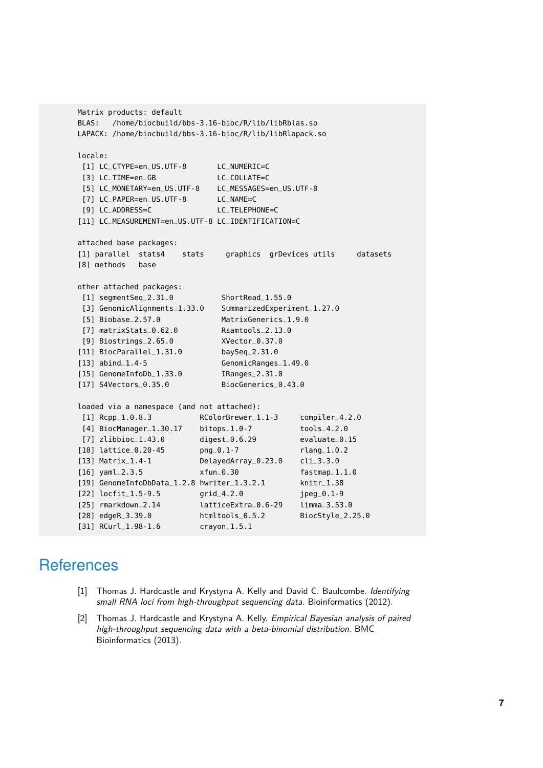```
Matrix products: default
BLAS:   /home/biocbuild/bbs-3.16-bioc/R/lib/libRblas.so
LAPACK: /home/biocbuild/bbs-3.16-bioc/R/lib/libRlapack.so

locale:
 [1] LC_CTYPE=en_US.UTF-8       LC_NUMERIC=C
 [3] LC_TIME=en_GB              LC_COLLATE=C
 [5] LC_MONETARY=en_US.UTF-8    LC_MESSAGES=en_US.UTF-8
 [7] LC_PAPER=en_US.UTF-8       LC_NAME=C
 [9] LC_ADDRESS=C               LC_TELEPHONE=C
[11] LC_MEASUREMENT=en_US.UTF-8 LC_IDENTIFICATION=C

attached base packages:
[1] parallel  stats4    stats     graphics  grDevices utils     datasets
[8] methods   base

other attached packages:
 [1] segmentSeq_2.31.0           ShortRead_1.55.0
 [3] GenomicAlignments_1.33.0    SummarizedExperiment_1.27.0
 [5] Biobase_2.57.0              MatrixGenerics_1.9.0
 [7] matrixStats_0.62.0          Rsamtools_2.13.0
 [9] Biostrings_2.65.0           XVector_0.37.0
[11] BiocParallel_1.31.0         baySeq_2.31.0
[13] abind_1.4-5                 GenomicRanges_1.49.0
[15] GenomeInfoDb_1.33.0         IRanges_2.31.0
[17] S4Vectors_0.35.0            BiocGenerics_0.43.0

loaded via a namespace (and not attached):
 [1] Rcpp_1.0.8.3           RColorBrewer_1.1-3     compiler_4.2.0
 [4] BiocManager_1.30.17    bitops_1.0-7           tools_4.2.0
 [7] zlibbioc_1.43.0        digest_0.6.29          evaluate_0.15
[10] lattice_0.20-45        png_0.1-7              rlang_1.0.2
[13] Matrix_1.4-1           DelayedArray_0.23.0    cli_3.3.0
[16] yaml_2.3.5             xfun_0.30              fastmap_1.1.0
[19] GenomeInfoDbData_1.2.8 hwriter_1.3.2.1        knitr_1.38
[22] locfit_1.5-9.5         grid_4.2.0             jpeg_0.1-9
[25] rmarkdown_2.14         latticeExtra_0.6-29    limma_3.53.0
[28] edgeR_3.39.0           htmltools_0.5.2        BiocStyle_2.25.0
[31] RCurl_1.98-1.6         crayon_1.5.1
```

# References

[1] Thomas J. Hardcastle and Krystyna A. Kelly and David C. Baulcombe. *Identifying small RNA loci from high-throughput sequencing data.* Bioinformatics (2012).

[2] Thomas J. Hardcastle and Krystyna A. Kelly. *Empirical Bayesian analysis of paired high-throughput sequencing data with a beta-binomial distribution.* BMC Bioinformatics (2013).